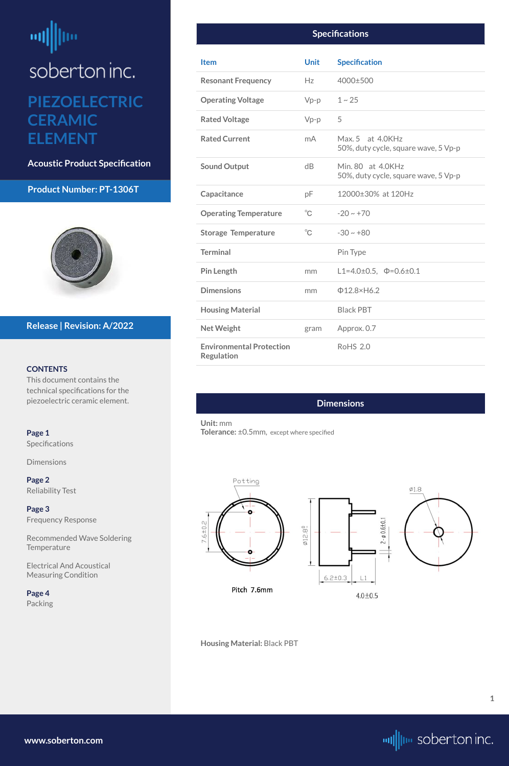soberton inc.

# PIEZOELECTRIC CERAMIC ELEMENT

**Acoustic Product Specification**

**Product Number: PT-1306T**

**Release | Revision: A/2022**

**CONTENTS**

This document contains the technical specifications for the piezoelectric ceramic element.

**Page 1**
Specifications

Dimensions

**Page 2**
Reliability Test

**Page 3**
Frequency Response

Recommended Wave Soldering Temperature

Electrical And Acoustical Measuring Condition

**Page 4**
Packing

## Specifications

| Item | Unit | Specification |
|---|---|---|
| Resonant Frequency | Hz | 4000±500 |
| Operating Voltage | Vp-p | 1 ~ 25 |
| Rated Voltage | Vp-p | 5 |
| Rated Current | mA | Max. 5 at 4.0KHz<br>50%, duty cycle, square wave, 5 Vp-p |
| Sound Output | dB | Min. 80 at 4.0KHz<br>50%, duty cycle, square wave, 5 Vp-p |
| Capacitance | pF | 12000±30% at 120Hz |
| Operating Temperature | ℃ | -20 ~ +70 |
| Storage Temperature | ℃ | -30 ~ +80 |
| Terminal | | Pin Type |
| Pin Length | mm | L1=4.0±0.5, Φ=0.6±0.1 |
| Dimensions | mm | Φ12.8×H6.2 |
| Housing Material | | Black PBT |
| Net Weight | gram | Approx. 0.7 |
| Environmental Protection Regulation | | RoHS 2.0 |

## Dimensions

**Unit:** mm
**Tolerance:** ±0.5mm, except where specified

Potting

7.6±0.2

Pitch 7.6mm

Ø12.8

2-φ0.6±0.1

6.2±0.3 L1

4.0±0.5

Ø1.8

**Housing Material:** Black PBT

www.soberton.com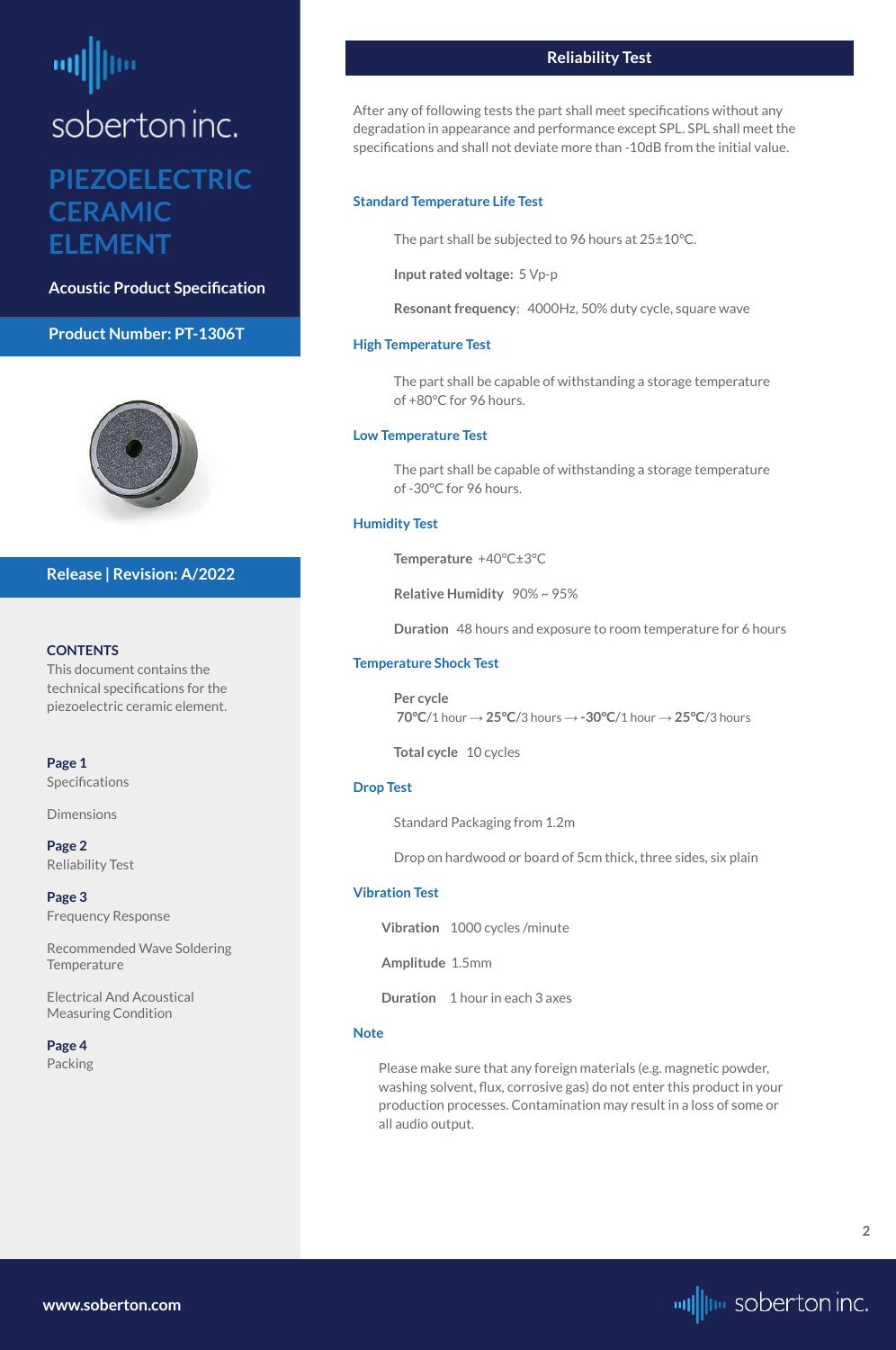soberton inc.

# PIEZOELECTRIC CERAMIC ELEMENT

**Acoustic Product Specification**

**Product Number: PT-1306T**

**Release | Revision: A/2022**

**CONTENTS**

This document contains the technical specifications for the piezoelectric ceramic element.

**Page 1**
Specifications

Dimensions

**Page 2**
Reliability Test

**Page 3**
Frequency Response

Recommended Wave Soldering Temperature

Electrical And Acoustical Measuring Condition

**Page 4**
Packing

## Reliability Test

After any of following tests the part shall meet specifications without any degradation in appearance and performance except SPL. SPL shall meet the specifications and shall not deviate more than -10dB from the initial value.

### Standard Temperature Life Test

The part shall be subjected to 96 hours at 25±10°C.

**Input rated voltage:** 5 Vp-p

**Resonant frequency**: 4000Hz, 50% duty cycle, square wave

### High Temperature Test

The part shall be capable of withstanding a storage temperature of +80°C for 96 hours.

### Low Temperature Test

The part shall be capable of withstanding a storage temperature of -30°C for 96 hours.

### Humidity Test

**Temperature** +40°C±3°C

**Relative Humidity** 90% ~ 95%

**Duration** 48 hours and exposure to room temperature for 6 hours

### Temperature Shock Test

**Per cycle**
**70°C**/1 hour → **25°C**/3 hours → **-30°C**/1 hour → **25°C**/3 hours

**Total cycle** 10 cycles

### Drop Test

Standard Packaging from 1.2m

Drop on hardwood or board of 5cm thick, three sides, six plain

### Vibration Test

**Vibration** 1000 cycles /minute

**Amplitude** 1.5mm

**Duration** 1 hour in each 3 axes

### Note

Please make sure that any foreign materials (e.g. magnetic powder, washing solvent, flux, corrosive gas) do not enter this product in your production processes. Contamination may result in a loss of some or all audio output.

www.soberton.com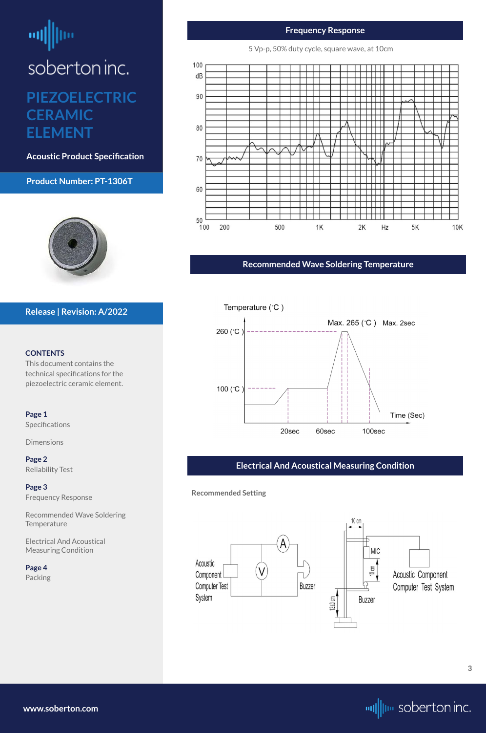soberton inc.

# PIEZOELECTRIC CERAMIC ELEMENT

**Acoustic Product Specification**

**Product Number: PT-1306T**

**Release | Revision: A/2022**

**CONTENTS**

This document contains the technical specifications for the piezoelectric ceramic element.

**Page 1**
Specifications

Dimensions

**Page 2**
Reliability Test

**Page 3**
Frequency Response

Recommended Wave Soldering Temperature

Electrical And Acoustical Measuring Condition

**Page 4**
Packing

## Frequency Response

5 Vp-p, 50% duty cycle, square wave, at 10cm

## Recommended Wave Soldering Temperature

Temperature (˚C)

Max. 265 (˚C) Max. 2sec

260 (˚C)

100 (˚C)

Time (Sec)

20sec 60sec 100sec

## Electrical And Acoustical Measuring Condition

**Recommended Setting**

Acoustic Component Computer Test System

Buzzer

10 cm

MIC

10 cm

12±3 cm

Buzzer

Acoustic Component Computer Test System

www.soberton.com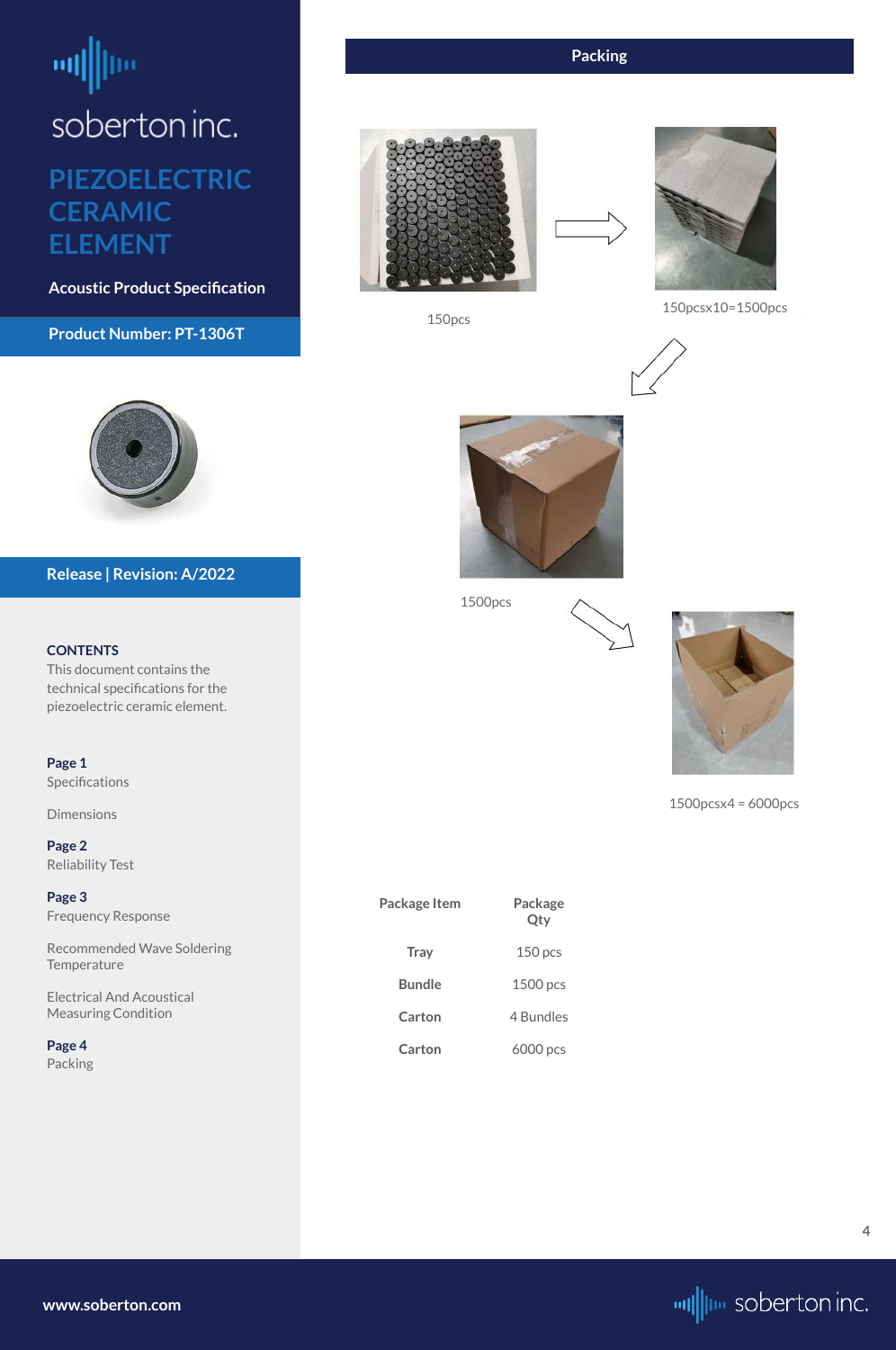soberton inc.

# PIEZOELECTRIC CERAMIC ELEMENT

**Acoustic Product Specification**

**Product Number: PT-1306T**

**Release | Revision: A/2022**

**CONTENTS**

This document contains the technical specifications for the piezoelectric ceramic element.

**Page 1**
Specifications

Dimensions

**Page 2**
Reliability Test

**Page 3**
Frequency Response

Recommended Wave Soldering Temperature

Electrical And Acoustical Measuring Condition

**Page 4**
Packing

## Packing

150pcs

150pcsx10=1500pcs

1500pcs

1500pcsx4 = 6000pcs

| Package Item | Package Qty |
|---|---|
| **Tray** | 150 pcs |
| **Bundle** | 1500 pcs |
| **Carton** | 4 Bundles |
| **Carton** | 6000 pcs |

**www.soberton.com**